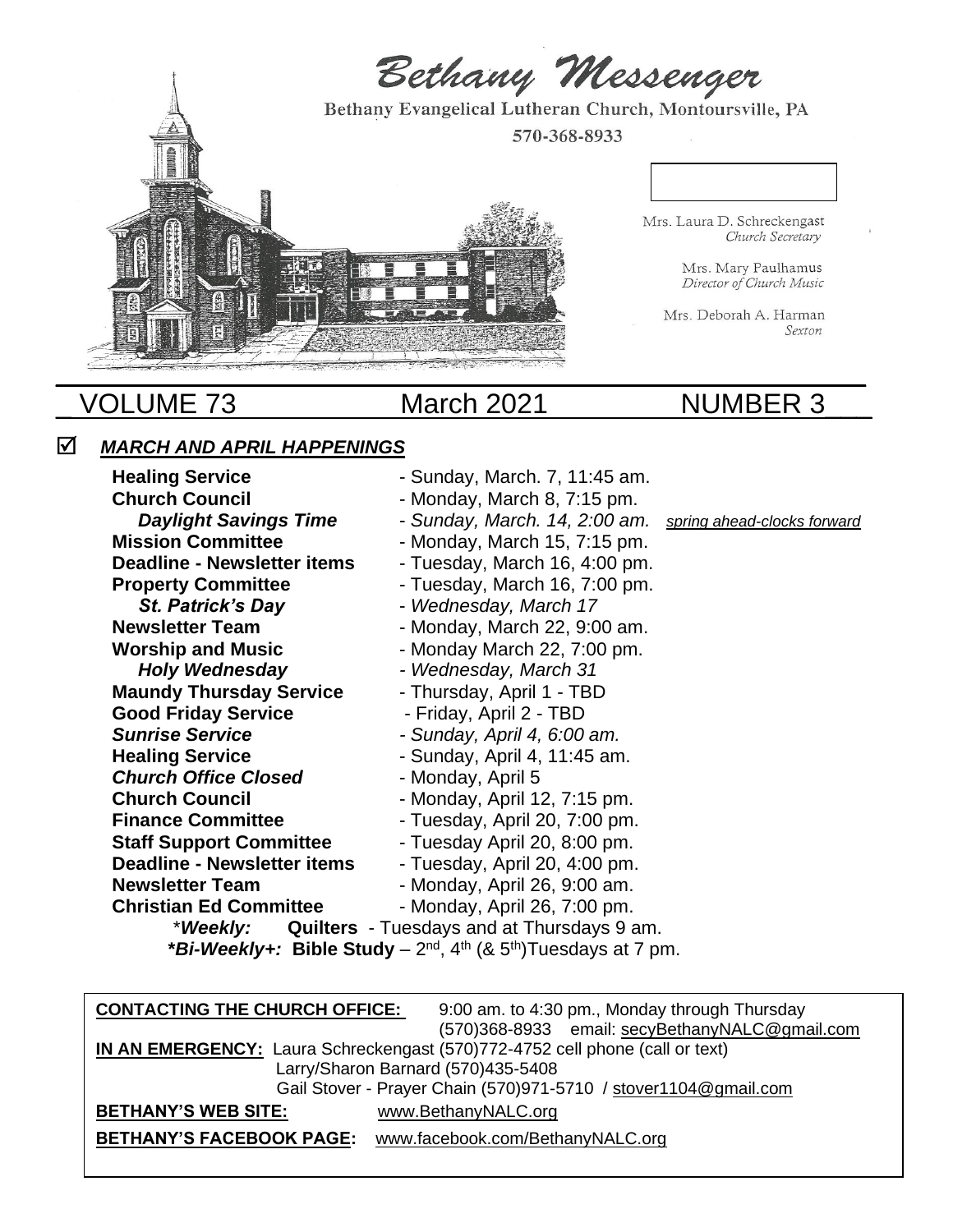# Bethany Messenger

Bethany Evangelical Lutheran Church, Montoursville, PA

570-368-8933

Mrs. Laura D. Schreckengast
*Church Secretary*

Mrs. Mary Paulhamus
*Director of Church Music*

Mrs. Deborah A. Harman
*Sexton*

## VOLUME 73 March 2021 NUMBER 3

## ☑ *MARCH AND APRIL HAPPENINGS*

| | | |
|---|---|---|
| **Healing Service** | - Sunday, March. 7, 11:45 am. | |
| **Church Council** | - Monday, March 8, 7:15 pm. | |
| ***Daylight Savings Time*** | - *Sunday, March. 14, 2:00 am.* | *spring ahead-clocks forward* |
| **Mission Committee** | - Monday, March 15, 7:15 pm. | |
| **Deadline - Newsletter items** | - Tuesday, March 16, 4:00 pm. | |
| **Property Committee** | - Tuesday, March 16, 7:00 pm. | |
| ***St. Patrick's Day*** | - *Wednesday, March 17* | |
| **Newsletter Team** | - Monday, March 22, 9:00 am. | |
| **Worship and Music** | - Monday March 22, 7:00 pm. | |
| ***Holy Wednesday*** | - *Wednesday, March 31* | |
| **Maundy Thursday Service** | - Thursday, April 1 - TBD | |
| **Good Friday Service** | - Friday, April 2 - TBD | |
| ***Sunrise Service*** | - *Sunday, April 4, 6:00 am.* | |
| **Healing Service** | - Sunday, April 4, 11:45 am. | |
| ***Church Office Closed*** | - Monday, April 5 | |
| **Church Council** | - Monday, April 12, 7:15 pm. | |
| **Finance Committee** | - Tuesday, April 20, 7:00 pm. | |
| **Staff Support Committee** | - Tuesday April 20, 8:00 pm. | |
| **Deadline - Newsletter items** | - Tuesday, April 20, 4:00 pm. | |
| **Newsletter Team** | - Monday, April 26, 9:00 am. | |
| **Christian Ed Committee** | - Monday, April 26, 7:00 pm. | |

\**Weekly:* **Quilters** - Tuesdays and at Thursdays 9 am.

***Bi-Weekly+:* Bible Study** – 2nd, 4th (& 5th)Tuesdays at 7 pm.

**CONTACTING THE CHURCH OFFICE:** 9:00 am. to 4:30 pm., Monday through Thursday
(570)368-8933 email: secyBethanyNALC@gmail.com

**IN AN EMERGENCY:** Laura Schreckengast (570)772-4752 cell phone (call or text)
Larry/Sharon Barnard (570)435-5408
Gail Stover - Prayer Chain (570)971-5710 / stover1104@gmail.com

**BETHANY'S WEB SITE:** www.BethanyNALC.org

**BETHANY'S FACEBOOK PAGE:** www.facebook.com/BethanyNALC.org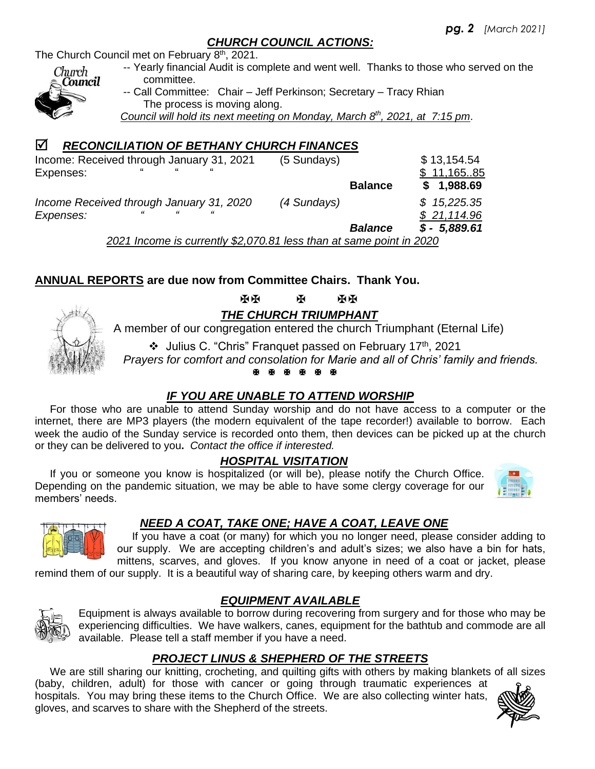## *CHURCH COUNCIL ACTIONS:*

The Church Council met on February 8th, 2021.

-- Yearly financial Audit is complete and went well. Thanks to those who served on the committee.

-- Call Committee: Chair – Jeff Perkinson; Secretary – Tracy Rhian
The process is moving along.

*Council will hold its next meeting on Monday, March 8th, 2021, at 7:15 pm*.

## ☑ *RECONCILIATION OF BETHANY CHURCH FINANCES*

| | | | |
|---|---|---|---|
| Income: Received through January 31, 2021 | (5 Sundays) | | $ 13,154.54 |
| Expenses: " " " | | | $ 11,165..85 |
| | | **Balance** | **$ 1,988.69** |
| *Income Received through January 31, 2020* | *(4 Sundays)* | | *$ 15,225.35* |
| *Expenses: " " "* | | | *$ 21,114.96* |
| | | ***Balance*** | ***$ - 5,889.61*** |

*2021 Income is currently $2,070.81 less than at same point in 2020*

**ANNUAL REPORTS are due now from Committee Chairs. Thank You.**

✠✠ ✠ ✠✠

## *THE CHURCH TRIUMPHANT*

A member of our congregation entered the church Triumphant (Eternal Life)

- Julius C. "Chris" Franquet passed on February 17th, 2021

*Prayers for comfort and consolation for Marie and all of Chris' family and friends.*

✠ ✠ ✠ ✠ ✠ ✠

## *IF YOU ARE UNABLE TO ATTEND WORSHIP*

For those who are unable to attend Sunday worship and do not have access to a computer or the internet, there are MP3 players (the modern equivalent of the tape recorder!) available to borrow. Each week the audio of the Sunday service is recorded onto them, then devices can be picked up at the church or they can be delivered to you**.** *Contact the office if interested.*

## *HOSPITAL VISITATION*

If you or someone you know is hospitalized (or will be), please notify the Church Office. Depending on the pandemic situation, we may be able to have some clergy coverage for our members' needs.

## *NEED A COAT, TAKE ONE; HAVE A COAT, LEAVE ONE*

If you have a coat (or many) for which you no longer need, please consider adding to our supply. We are accepting children's and adult's sizes; we also have a bin for hats, mittens, scarves, and gloves. If you know anyone in need of a coat or jacket, please remind them of our supply. It is a beautiful way of sharing care, by keeping others warm and dry.

## *EQUIPMENT AVAILABLE*

Equipment is always available to borrow during recovering from surgery and for those who may be experiencing difficulties. We have walkers, canes, equipment for the bathtub and commode are all available. Please tell a staff member if you have a need.

## *PROJECT LINUS & SHEPHERD OF THE STREETS*

We are still sharing our knitting, crocheting, and quilting gifts with others by making blankets of all sizes (baby, children, adult) for those with cancer or going through traumatic experiences at hospitals. You may bring these items to the Church Office. We are also collecting winter hats, gloves, and scarves to share with the Shepherd of the streets.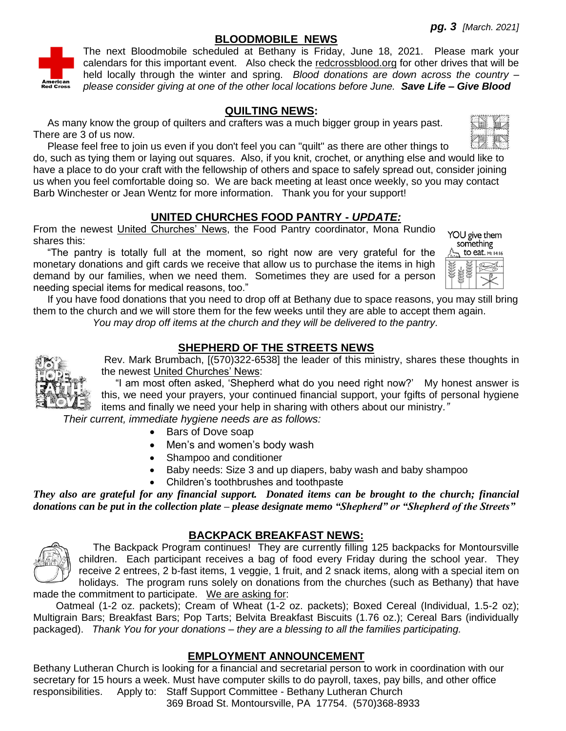## BLOODMOBILE NEWS

The next Bloodmobile scheduled at Bethany is Friday, June 18, 2021. Please mark your calendars for this important event. Also check the redcrossblood.org for other drives that will be held locally through the winter and spring. *Blood donations are down across the country – please consider giving at one of the other local locations before June.* ***Save Life – Give Blood***

## QUILTING NEWS:

As many know the group of quilters and crafters was a much bigger group in years past. There are 3 of us now.

Please feel free to join us even if you don't feel you can "quilt" as there are other things to do, such as tying them or laying out squares. Also, if you knit, crochet, or anything else and would like to have a place to do your craft with the fellowship of others and space to safely spread out, consider joining us when you feel comfortable doing so. We are back meeting at least once weekly, so you may contact Barb Winchester or Jean Wentz for more information. Thank you for your support!

## UNITED CHURCHES FOOD PANTRY - *UPDATE:*

From the newest United Churches' News, the Food Pantry coordinator, Mona Rundio shares this:

"The pantry is totally full at the moment, so right now are very grateful for the monetary donations and gift cards we receive that allow us to purchase the items in high demand by our families, when we need them. Sometimes they are used for a person needing special items for medical reasons, too."

If you have food donations that you need to drop off at Bethany due to space reasons, you may still bring them to the church and we will store them for the few weeks until they are able to accept them again.

*You may drop off items at the church and they will be delivered to the pantry.*

## SHEPHERD OF THE STREETS NEWS

Rev. Mark Brumbach, [(570)322-6538] the leader of this ministry, shares these thoughts in the newest United Churches' News:

"I am most often asked, 'Shepherd what do you need right now?' My honest answer is this, we need your prayers, your continued financial support, your fgifts of personal hygiene items and finally we need your help in sharing with others about our ministry.*"*

*Their current, immediate hygiene needs are as follows:*

- Bars of Dove soap
- Men's and women's body wash
- Shampoo and conditioner
- Baby needs: Size 3 and up diapers, baby wash and baby shampoo
- Children's toothbrushes and toothpaste

***They also are grateful for any financial support. Donated items can be brought to the church; financial donations can be put in the collection plate – please designate memo "Shepherd" or "Shepherd of the Streets"***

## BACKPACK BREAKFAST NEWS:

The Backpack Program continues! They are currently filling 125 backpacks for Montoursville children. Each participant receives a bag of food every Friday during the school year. They receive 2 entrees, 2 b-fast items, 1 veggie, 1 fruit, and 2 snack items, along with a special item on holidays. The program runs solely on donations from the churches (such as Bethany) that have made the commitment to participate. We are asking for:

Oatmeal (1-2 oz. packets); Cream of Wheat (1-2 oz. packets); Boxed Cereal (Individual, 1.5-2 oz); Multigrain Bars; Breakfast Bars; Pop Tarts; Belvita Breakfast Biscuits (1.76 oz.); Cereal Bars (individually packaged). *Thank You for your donations – they are a blessing to all the families participating.*

## EMPLOYMENT ANNOUNCEMENT

Bethany Lutheran Church is looking for a financial and secretarial person to work in coordination with our secretary for 15 hours a week. Must have computer skills to do payroll, taxes, pay bills, and other office responsibilities. Apply to: Staff Support Committee - Bethany Lutheran Church
369 Broad St. Montoursville, PA 17754. (570)368-8933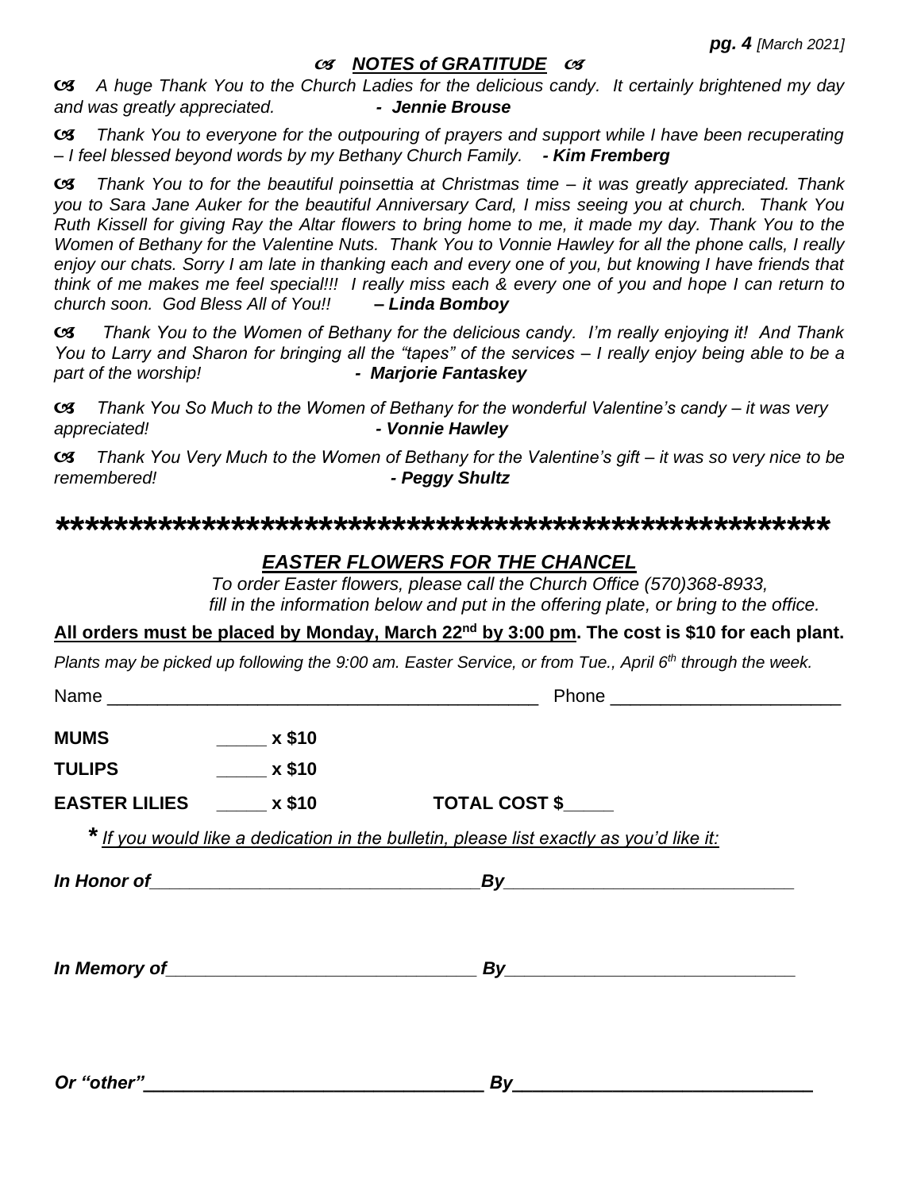## ☙ *NOTES of GRATITUDE* ☙

☙ *A huge Thank You to the Church Ladies for the delicious candy. It certainly brightened my day and was greatly appreciated.* ***- Jennie Brouse***

☙ *Thank You to everyone for the outpouring of prayers and support while I have been recuperating – I feel blessed beyond words by my Bethany Church Family.* ***- Kim Fremberg***

☙ *Thank You to for the beautiful poinsettia at Christmas time – it was greatly appreciated. Thank you to Sara Jane Auker for the beautiful Anniversary Card, I miss seeing you at church. Thank You Ruth Kissell for giving Ray the Altar flowers to bring home to me, it made my day. Thank You to the Women of Bethany for the Valentine Nuts. Thank You to Vonnie Hawley for all the phone calls, I really enjoy our chats. Sorry I am late in thanking each and every one of you, but knowing I have friends that think of me makes me feel special!!! I really miss each & every one of you and hope I can return to church soon. God Bless All of You!!* ***– Linda Bomboy***

☙ *Thank You to the Women of Bethany for the delicious candy. I'm really enjoying it! And Thank You to Larry and Sharon for bringing all the "tapes" of the services – I really enjoy being able to be a part of the worship!* ***- Marjorie Fantaskey***

☙ *Thank You So Much to the Women of Bethany for the wonderful Valentine's candy – it was very appreciated!* ***- Vonnie Hawley***

☙ *Thank You Very Much to the Women of Bethany for the Valentine's gift – it was so very nice to be remembered!* ***- Peggy Shultz***

*****************************************************

## *EASTER FLOWERS FOR THE CHANCEL*

*To order Easter flowers, please call the Church Office (570)368-8933, fill in the information below and put in the offering plate, or bring to the office.*

**All orders must be placed by Monday, March 22nd by 3:00 pm. The cost is $10 for each plant.**

*Plants may be picked up following the 9:00 am. Easter Service, or from Tue., April 6th through the week.*

Name ____________________________________________ Phone _______________________

**MUMS** _____ **x $10**

**TULIPS** _____ **x $10**

**EASTER LILIES** _____ **x $10** **TOTAL COST $_____**

**\*** *If you would like a dedication in the bulletin, please list exactly as you'd like it:*

***In Honor of*****________________________________*****By*****____________________________**

***In Memory of*****_______________________________ *****By*****_____________________________**

***Or "other"*****_________________________________ *****By*****_____________________________**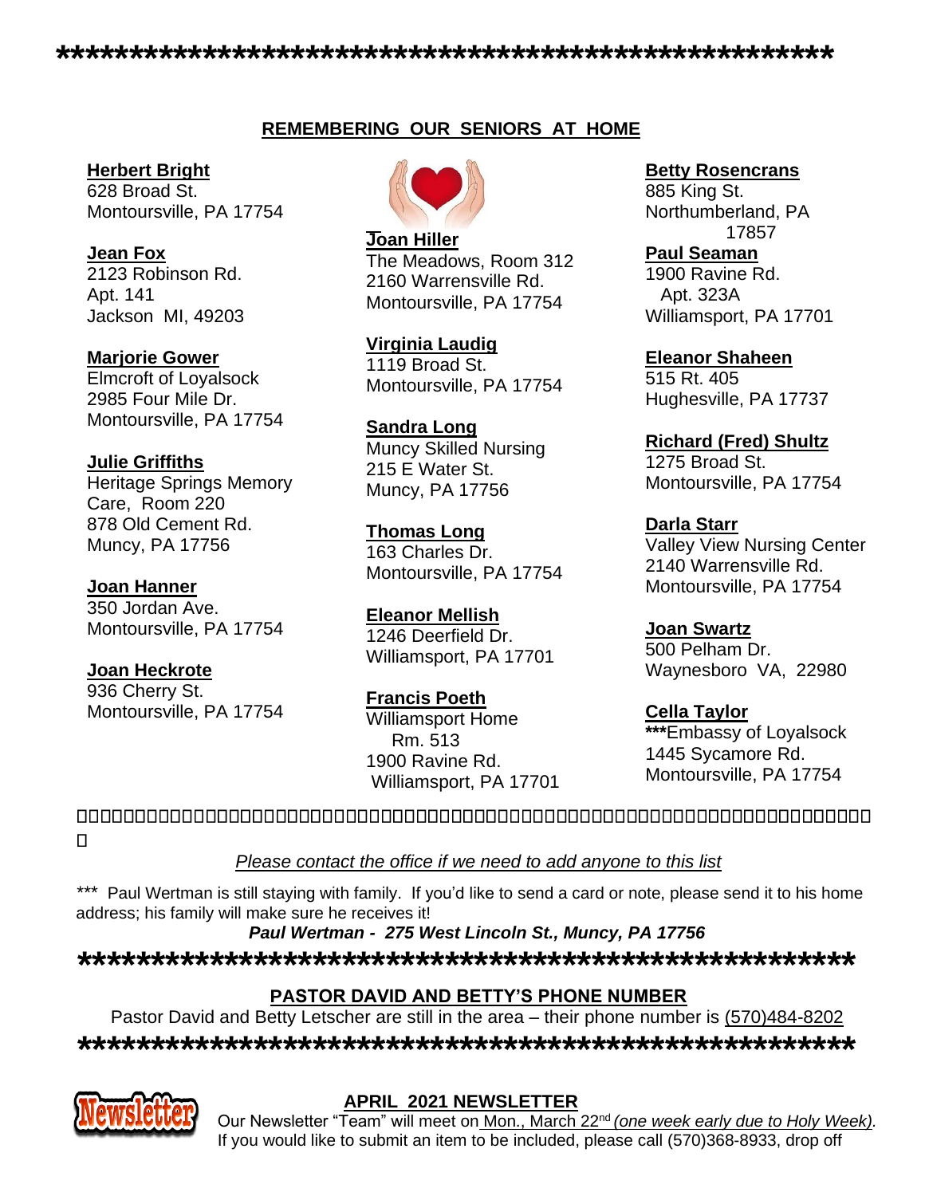\*\*\*\*\*\*\*\*\*\*\*\*\*\*\*\*\*\*\*\*\*\*\*\*\*\*\*\*\*\*\*\*\*\*\*\*\*\*\*\*\*\*\*\*\*\*\*\*\*\*\*\*\*\*

## REMEMBERING OUR SENIORS AT HOME

**Herbert Bright**
628 Broad St.
Montoursville, PA 17754

**Jean Fox**
2123 Robinson Rd.
Apt. 141
Jackson MI, 49203

**Marjorie Gower**
Elmcroft of Loyalsock
2985 Four Mile Dr.
Montoursville, PA 17754

**Julie Griffiths**
Heritage Springs Memory Care, Room 220
878 Old Cement Rd.
Muncy, PA 17756

**Joan Hanner**
350 Jordan Ave.
Montoursville, PA 17754

**Joan Heckrote**
936 Cherry St.
Montoursville, PA 17754

**Joan Hiller**
The Meadows, Room 312
2160 Warrensville Rd.
Montoursville, PA 17754

**Virginia Laudig**
1119 Broad St.
Montoursville, PA 17754

**Sandra Long**
Muncy Skilled Nursing
215 E Water St.
Muncy, PA 17756

**Thomas Long**
163 Charles Dr.
Montoursville, PA 17754

**Eleanor Mellish**
1246 Deerfield Dr.
Williamsport, PA 17701

**Francis Poeth**
Williamsport Home
Rm. 513
1900 Ravine Rd.
Williamsport, PA 17701

**Betty Rosencrans**
885 King St.
Northumberland, PA
17857

**Paul Seaman**
1900 Ravine Rd.
Apt. 323A
Williamsport, PA 17701

**Eleanor Shaheen**
515 Rt. 405
Hughesville, PA 17737

**Richard (Fred) Shultz**
1275 Broad St.
Montoursville, PA 17754

**Darla Starr**
Valley View Nursing Center
2140 Warrensville Rd.
Montoursville, PA 17754

**Joan Swartz**
500 Pelham Dr.
Waynesboro VA, 22980

**Cella Taylor**
**\*\*\***Embassy of Loyalsock
1445 Sycamore Rd.
Montoursville, PA 17754

*Please contact the office if we need to add anyone to this list*

\*\*\* Paul Wertman is still staying with family. If you'd like to send a card or note, please send it to his home address; his family will make sure he receives it!

***Paul Wertman - 275 West Lincoln St., Muncy, PA 17756***

\*\*\*\*\*\*\*\*\*\*\*\*\*\*\*\*\*\*\*\*\*\*\*\*\*\*\*\*\*\*\*\*\*\*\*\*\*\*\*\*\*\*\*\*\*\*\*\*\*\*\*\*\*\*

## PASTOR DAVID AND BETTY'S PHONE NUMBER

Pastor David and Betty Letscher are still in the area – their phone number is (570)484-8202

\*\*\*\*\*\*\*\*\*\*\*\*\*\*\*\*\*\*\*\*\*\*\*\*\*\*\*\*\*\*\*\*\*\*\*\*\*\*\*\*\*\*\*\*\*\*\*\*\*\*\*\*\*\*

## APRIL 2021 NEWSLETTER

Our Newsletter "Team" will meet on Mon., March 22nd *(one week early due to Holy Week).* If you would like to submit an item to be included, please call (570)368-8933, drop off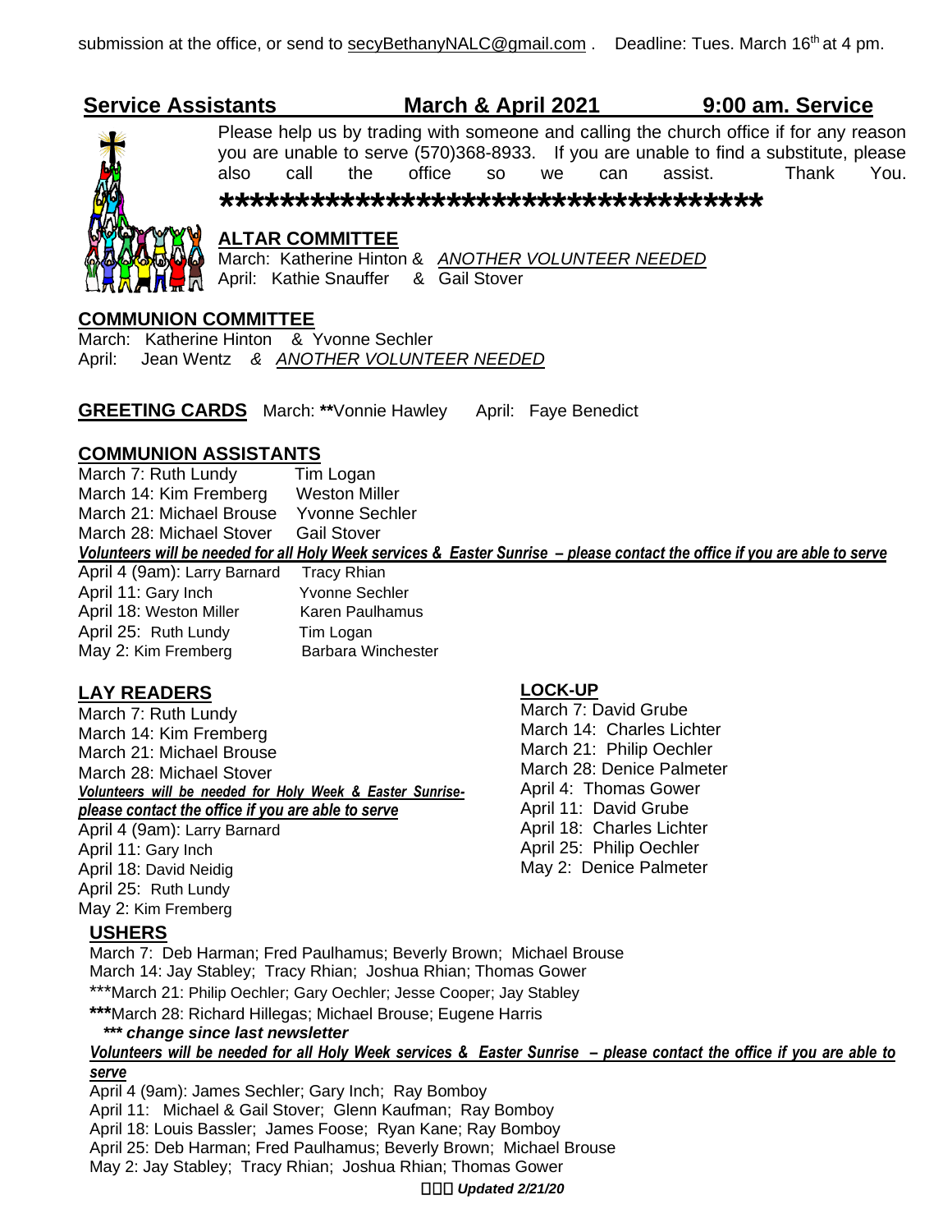submission at the office, or send to secyBethanyNALC@gmail.com . Deadline: Tues. March 16th at 4 pm.

## Service Assistants March & April 2021 9:00 am. Service

Please help us by trading with someone and calling the church office if for any reason you are unable to serve (570)368-8933. If you are unable to find a substitute, please also call the office so we can assist. Thank You.

**************************************

**ALTAR COMMITTEE**
March: Katherine Hinton & *ANOTHER VOLUNTEER NEEDED*
April: Kathie Snauffer & Gail Stover

**COMMUNION COMMITTEE**
March: Katherine Hinton & Yvonne Sechler
April: Jean Wentz & *ANOTHER VOLUNTEER NEEDED*

**GREETING CARDS** March: **Vonnie Hawley April: Faye Benedict

**COMMUNION ASSISTANTS**
March 7: Ruth Lundy Tim Logan
March 14: Kim Fremberg Weston Miller
March 21: Michael Brouse Yvonne Sechler
March 28: Michael Stover Gail Stover
***Volunteers will be needed for all Holy Week services & Easter Sunrise – please contact the office if you are able to serve***
April 4 (9am): Larry Barnard Tracy Rhian
April 11: Gary Inch Yvonne Sechler
April 18: Weston Miller Karen Paulhamus
April 25: Ruth Lundy Tim Logan
May 2: Kim Fremberg Barbara Winchester

**LAY READERS**
March 7: Ruth Lundy
March 14: Kim Fremberg
March 21: Michael Brouse
March 28: Michael Stover
***Volunteers will be needed for Holy Week & Easter Sunrise- please contact the office if you are able to serve***
April 4 (9am): Larry Barnard
April 11: Gary Inch
April 18: David Neidig
April 25: Ruth Lundy
May 2: Kim Fremberg

**LOCK-UP**
March 7: David Grube
March 14: Charles Lichter
March 21: Philip Oechler
March 28: Denice Palmeter
April 4: Thomas Gower
April 11: David Grube
April 18: Charles Lichter
April 25: Philip Oechler
May 2: Denice Palmeter

**USHERS**
March 7: Deb Harman; Fred Paulhamus; Beverly Brown; Michael Brouse
March 14: Jay Stabley; Tracy Rhian; Joshua Rhian; Thomas Gower
***March 21: Philip Oechler; Gary Oechler; Jesse Cooper; Jay Stabley
***March 28: Richard Hillegas; Michael Brouse; Eugene Harris
***\*\*\* change since last newsletter***
***Volunteers will be needed for all Holy Week services & Easter Sunrise – please contact the office if you are able to serve***
April 4 (9am): James Sechler; Gary Inch; Ray Bomboy
April 11: Michael & Gail Stover; Glenn Kaufman; Ray Bomboy
April 18: Louis Bassler; James Foose; Ryan Kane; Ray Bomboy
April 25: Deb Harman; Fred Paulhamus; Beverly Brown; Michael Brouse
May 2: Jay Stabley; Tracy Rhian; Joshua Rhian; Thomas Gower

***Updated 2/21/20***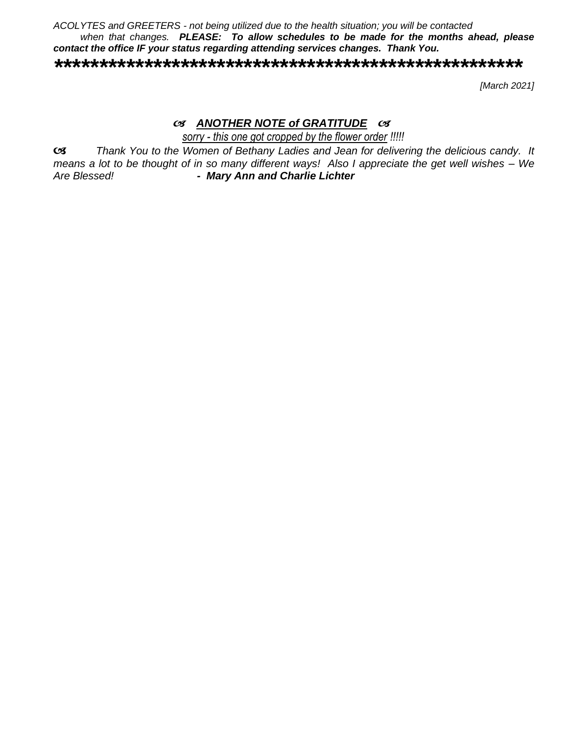*ACOLYTES and GREETERS - not being utilized due to the health situation; you will be contacted when that changes.* ***PLEASE: To allow schedules to be made for the months ahead, please contact the office IF your status regarding attending services changes. Thank You.***

**\*\*\*\*\*\*\*\*\*\*\*\*\*\*\*\*\*\*\*\*\*\*\*\*\*\*\*\*\*\*\*\*\*\*\*\*\*\*\*\*\*\*\*\*\*\*\*\*\*\*\*\***

*[March 2021]*

## ***ANOTHER NOTE of GRATITUDE***

*sorry - this one got cropped by the flower order !!!!!*

*Thank You to the Women of Bethany Ladies and Jean for delivering the delicious candy. It means a lot to be thought of in so many different ways! Also I appreciate the get well wishes – We Are Blessed!* ***- Mary Ann and Charlie Lichter***